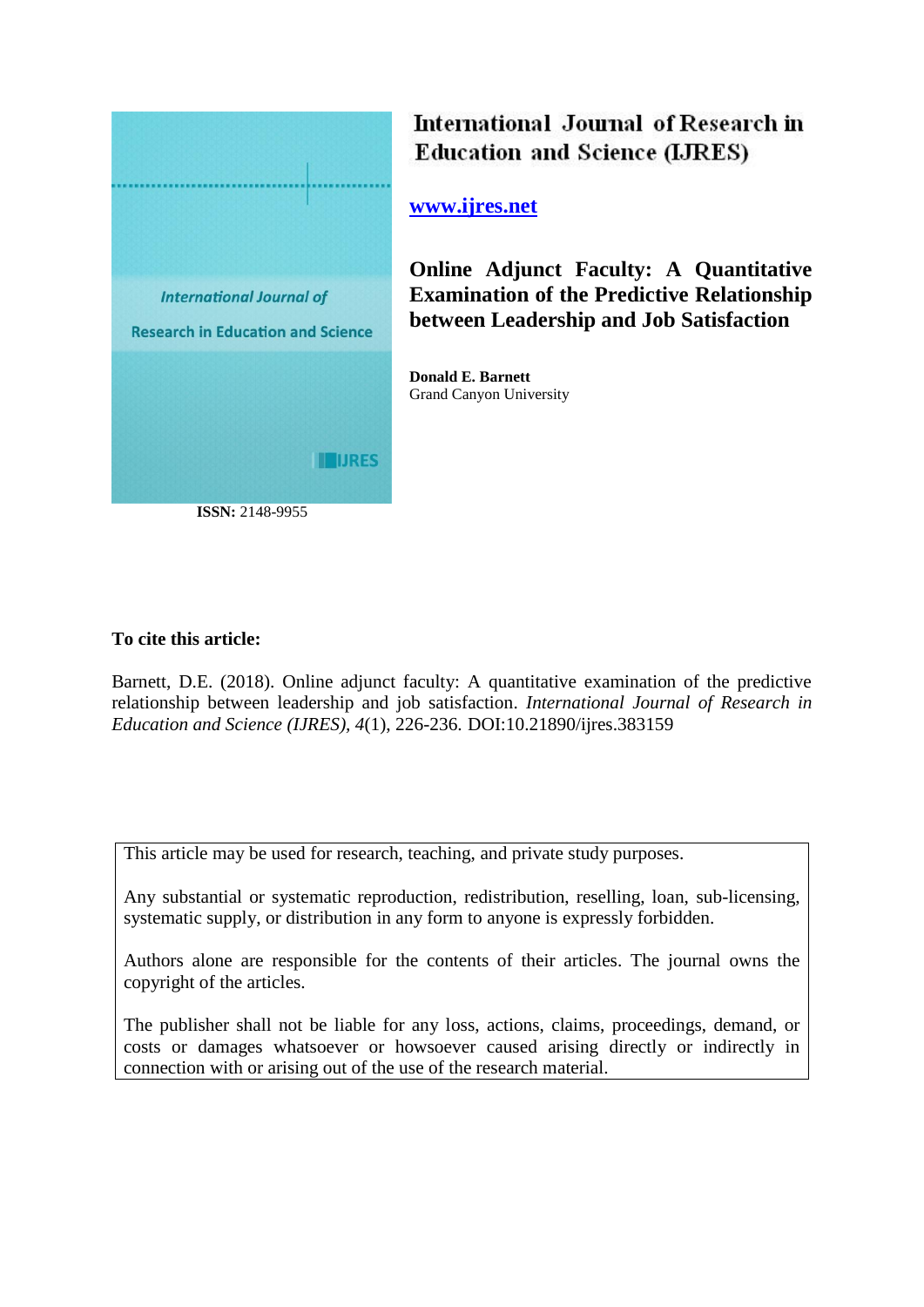# International Journal of Research in Education and Science (IJRES)

www.ijres.net

## Online Adjunct Faculty: A Quantitative Examination of the Predictive Relationship between Leadership and Job Satisfaction

**Donald E. Barnett**
Grand Canyon University

**ISSN:** 2148-9955

**To cite this article:**

Barnett, D.E. (2018). Online adjunct faculty: A quantitative examination of the predictive relationship between leadership and job satisfaction. *International Journal of Research in Education and Science (IJRES), 4*(1), 226-236. DOI:10.21890/ijres.383159

This article may be used for research, teaching, and private study purposes.

Any substantial or systematic reproduction, redistribution, reselling, loan, sub-licensing, systematic supply, or distribution in any form to anyone is expressly forbidden.

Authors alone are responsible for the contents of their articles. The journal owns the copyright of the articles.

The publisher shall not be liable for any loss, actions, claims, proceedings, demand, or costs or damages whatsoever or howsoever caused arising directly or indirectly in connection with or arising out of the use of the research material.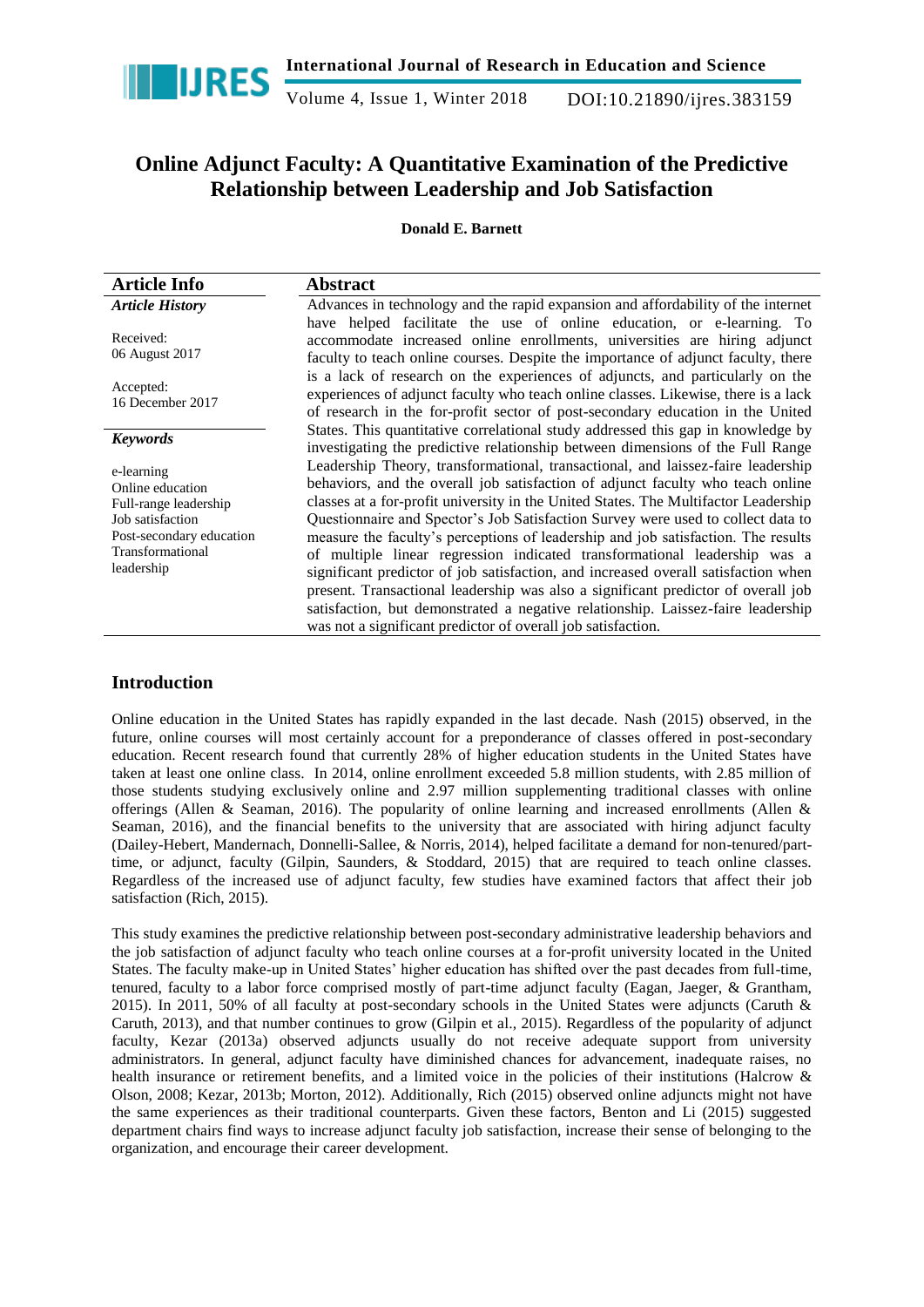# Online Adjunct Faculty: A Quantitative Examination of the Predictive Relationship between Leadership and Job Satisfaction

**Donald E. Barnett**

| Article Info | Abstract |
|---|---|
| ***Article History***<br><br>Received:<br>06 August 2017<br><br>Accepted:<br>16 December 2017<br><br>***Keywords***<br><br>e-learning<br>Online education<br>Full-range leadership<br>Job satisfaction<br>Post-secondary education<br>Transformational leadership | Advances in technology and the rapid expansion and affordability of the internet have helped facilitate the use of online education, or e-learning. To accommodate increased online enrollments, universities are hiring adjunct faculty to teach online courses. Despite the importance of adjunct faculty, there is a lack of research on the experiences of adjuncts, and particularly on the experiences of adjunct faculty who teach online classes. Likewise, there is a lack of research in the for-profit sector of post-secondary education in the United States. This quantitative correlational study addressed this gap in knowledge by investigating the predictive relationship between dimensions of the Full Range Leadership Theory, transformational, transactional, and laissez-faire leadership behaviors, and the overall job satisfaction of adjunct faculty who teach online classes at a for-profit university in the United States. The Multifactor Leadership Questionnaire and Spector's Job Satisfaction Survey were used to collect data to measure the faculty's perceptions of leadership and job satisfaction. The results of multiple linear regression indicated transformational leadership was a significant predictor of job satisfaction, and increased overall satisfaction when present. Transactional leadership was also a significant predictor of overall job satisfaction, but demonstrated a negative relationship. Laissez-faire leadership was not a significant predictor of overall job satisfaction. |

## Introduction

Online education in the United States has rapidly expanded in the last decade. Nash (2015) observed, in the future, online courses will most certainly account for a preponderance of classes offered in post-secondary education. Recent research found that currently 28% of higher education students in the United States have taken at least one online class. In 2014, online enrollment exceeded 5.8 million students, with 2.85 million of those students studying exclusively online and 2.97 million supplementing traditional classes with online offerings (Allen & Seaman, 2016). The popularity of online learning and increased enrollments (Allen & Seaman, 2016), and the financial benefits to the university that are associated with hiring adjunct faculty (Dailey-Hebert, Mandernach, Donnelli-Sallee, & Norris, 2014), helped facilitate a demand for non-tenured/part-time, or adjunct, faculty (Gilpin, Saunders, & Stoddard, 2015) that are required to teach online classes. Regardless of the increased use of adjunct faculty, few studies have examined factors that affect their job satisfaction (Rich, 2015).

This study examines the predictive relationship between post-secondary administrative leadership behaviors and the job satisfaction of adjunct faculty who teach online courses at a for-profit university located in the United States. The faculty make-up in United States' higher education has shifted over the past decades from full-time, tenured, faculty to a labor force comprised mostly of part-time adjunct faculty (Eagan, Jaeger, & Grantham, 2015). In 2011, 50% of all faculty at post-secondary schools in the United States were adjuncts (Caruth & Caruth, 2013), and that number continues to grow (Gilpin et al., 2015). Regardless of the popularity of adjunct faculty, Kezar (2013a) observed adjuncts usually do not receive adequate support from university administrators. In general, adjunct faculty have diminished chances for advancement, inadequate raises, no health insurance or retirement benefits, and a limited voice in the policies of their institutions (Halcrow & Olson, 2008; Kezar, 2013b; Morton, 2012). Additionally, Rich (2015) observed online adjuncts might not have the same experiences as their traditional counterparts. Given these factors, Benton and Li (2015) suggested department chairs find ways to increase adjunct faculty job satisfaction, increase their sense of belonging to the organization, and encourage their career development.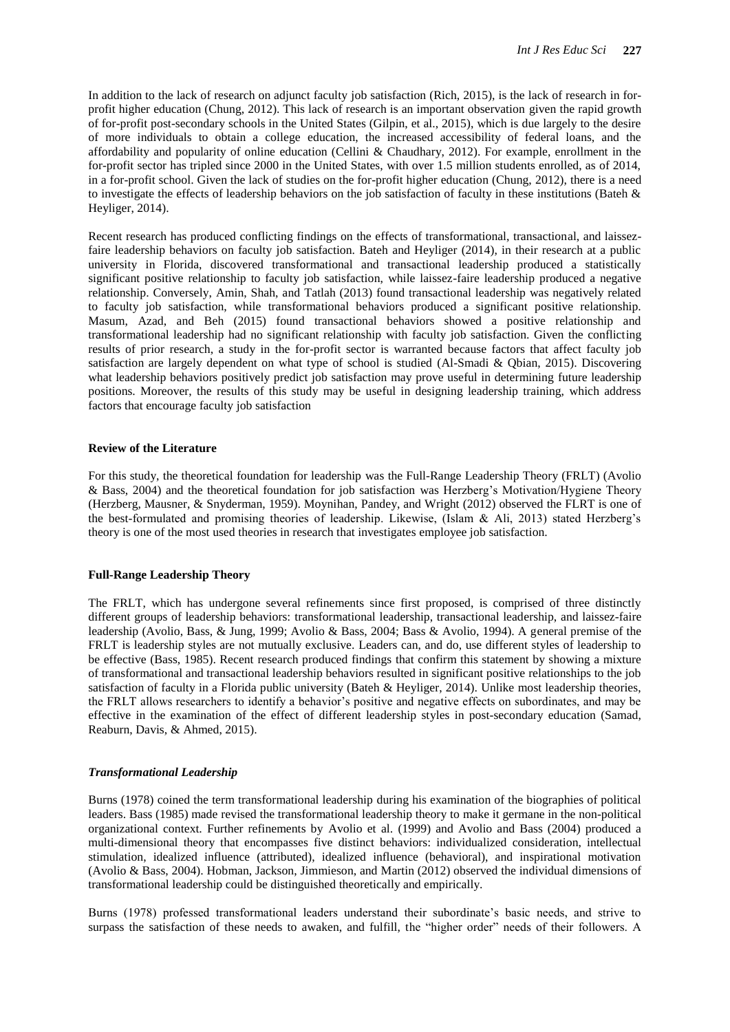In addition to the lack of research on adjunct faculty job satisfaction (Rich, 2015), is the lack of research in for-profit higher education (Chung, 2012). This lack of research is an important observation given the rapid growth of for-profit post-secondary schools in the United States (Gilpin, et al., 2015), which is due largely to the desire of more individuals to obtain a college education, the increased accessibility of federal loans, and the affordability and popularity of online education (Cellini & Chaudhary, 2012). For example, enrollment in the for-profit sector has tripled since 2000 in the United States, with over 1.5 million students enrolled, as of 2014, in a for-profit school. Given the lack of studies on the for-profit higher education (Chung, 2012), there is a need to investigate the effects of leadership behaviors on the job satisfaction of faculty in these institutions (Bateh & Heyliger, 2014).

Recent research has produced conflicting findings on the effects of transformational, transactional, and laissez-faire leadership behaviors on faculty job satisfaction. Bateh and Heyliger (2014), in their research at a public university in Florida, discovered transformational and transactional leadership produced a statistically significant positive relationship to faculty job satisfaction, while laissez-faire leadership produced a negative relationship. Conversely, Amin, Shah, and Tatlah (2013) found transactional leadership was negatively related to faculty job satisfaction, while transformational behaviors produced a significant positive relationship. Masum, Azad, and Beh (2015) found transactional behaviors showed a positive relationship and transformational leadership had no significant relationship with faculty job satisfaction. Given the conflicting results of prior research, a study in the for-profit sector is warranted because factors that affect faculty job satisfaction are largely dependent on what type of school is studied (Al-Smadi & Qbian, 2015). Discovering what leadership behaviors positively predict job satisfaction may prove useful in determining future leadership positions. Moreover, the results of this study may be useful in designing leadership training, which address factors that encourage faculty job satisfaction

## Review of the Literature

For this study, the theoretical foundation for leadership was the Full-Range Leadership Theory (FRLT) (Avolio & Bass, 2004) and the theoretical foundation for job satisfaction was Herzberg's Motivation/Hygiene Theory (Herzberg, Mausner, & Snyderman, 1959). Moynihan, Pandey, and Wright (2012) observed the FLRT is one of the best-formulated and promising theories of leadership. Likewise, (Islam & Ali, 2013) stated Herzberg's theory is one of the most used theories in research that investigates employee job satisfaction.

## Full-Range Leadership Theory

The FRLT, which has undergone several refinements since first proposed, is comprised of three distinctly different groups of leadership behaviors: transformational leadership, transactional leadership, and laissez-faire leadership (Avolio, Bass, & Jung, 1999; Avolio & Bass, 2004; Bass & Avolio, 1994). A general premise of the FRLT is leadership styles are not mutually exclusive. Leaders can, and do, use different styles of leadership to be effective (Bass, 1985). Recent research produced findings that confirm this statement by showing a mixture of transformational and transactional leadership behaviors resulted in significant positive relationships to the job satisfaction of faculty in a Florida public university (Bateh & Heyliger, 2014). Unlike most leadership theories, the FRLT allows researchers to identify a behavior's positive and negative effects on subordinates, and may be effective in the examination of the effect of different leadership styles in post-secondary education (Samad, Reaburn, Davis, & Ahmed, 2015).

### *Transformational Leadership*

Burns (1978) coined the term transformational leadership during his examination of the biographies of political leaders. Bass (1985) made revised the transformational leadership theory to make it germane in the non-political organizational context. Further refinements by Avolio et al. (1999) and Avolio and Bass (2004) produced a multi-dimensional theory that encompasses five distinct behaviors: individualized consideration, intellectual stimulation, idealized influence (attributed), idealized influence (behavioral), and inspirational motivation (Avolio & Bass, 2004). Hobman, Jackson, Jimmieson, and Martin (2012) observed the individual dimensions of transformational leadership could be distinguished theoretically and empirically.

Burns (1978) professed transformational leaders understand their subordinate's basic needs, and strive to surpass the satisfaction of these needs to awaken, and fulfill, the "higher order" needs of their followers. A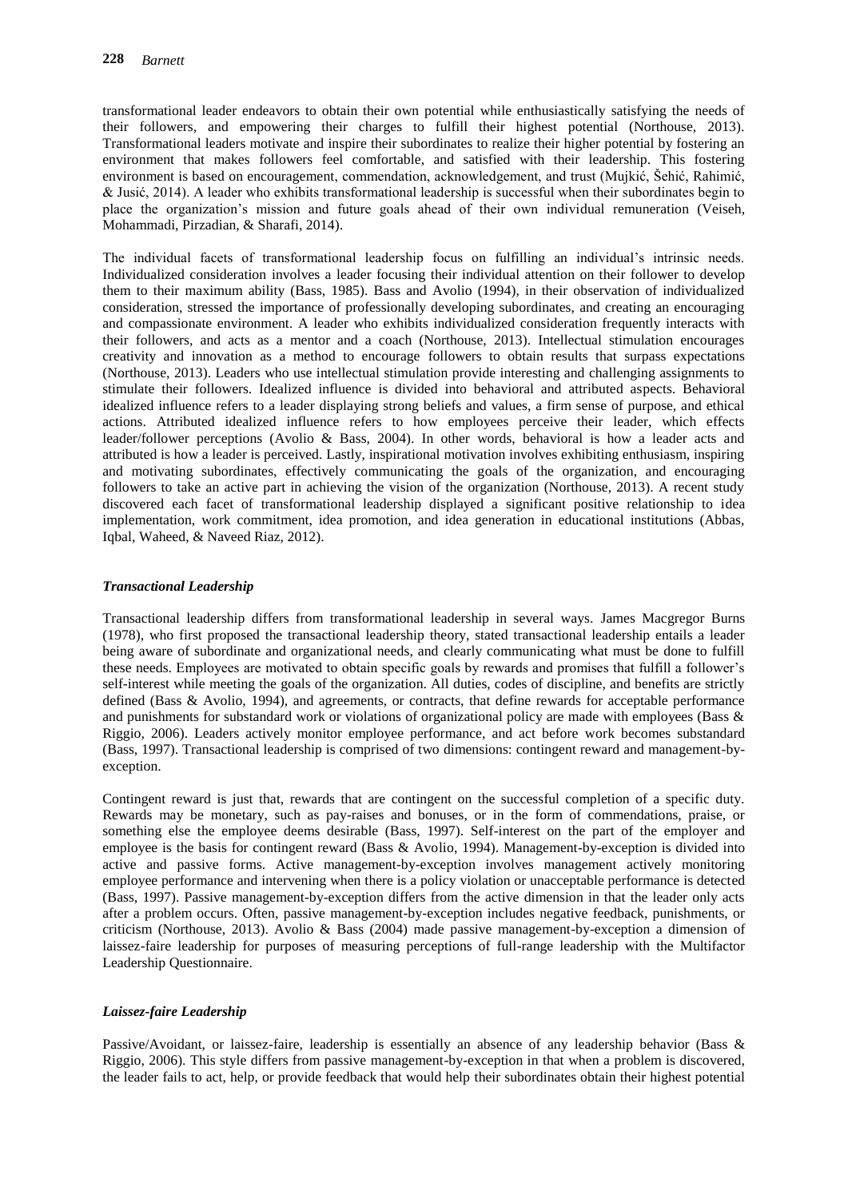transformational leader endeavors to obtain their own potential while enthusiastically satisfying the needs of their followers, and empowering their charges to fulfill their highest potential (Northouse, 2013). Transformational leaders motivate and inspire their subordinates to realize their higher potential by fostering an environment that makes followers feel comfortable, and satisfied with their leadership. This fostering environment is based on encouragement, commendation, acknowledgement, and trust (Mujkić, Šehić, Rahimić, & Jusić, 2014). A leader who exhibits transformational leadership is successful when their subordinates begin to place the organization's mission and future goals ahead of their own individual remuneration (Veiseh, Mohammadi, Pirzadian, & Sharafi, 2014).

The individual facets of transformational leadership focus on fulfilling an individual's intrinsic needs. Individualized consideration involves a leader focusing their individual attention on their follower to develop them to their maximum ability (Bass, 1985). Bass and Avolio (1994), in their observation of individualized consideration, stressed the importance of professionally developing subordinates, and creating an encouraging and compassionate environment. A leader who exhibits individualized consideration frequently interacts with their followers, and acts as a mentor and a coach (Northouse, 2013). Intellectual stimulation encourages creativity and innovation as a method to encourage followers to obtain results that surpass expectations (Northouse, 2013). Leaders who use intellectual stimulation provide interesting and challenging assignments to stimulate their followers. Idealized influence is divided into behavioral and attributed aspects. Behavioral idealized influence refers to a leader displaying strong beliefs and values, a firm sense of purpose, and ethical actions. Attributed idealized influence refers to how employees perceive their leader, which effects leader/follower perceptions (Avolio & Bass, 2004). In other words, behavioral is how a leader acts and attributed is how a leader is perceived. Lastly, inspirational motivation involves exhibiting enthusiasm, inspiring and motivating subordinates, effectively communicating the goals of the organization, and encouraging followers to take an active part in achieving the vision of the organization (Northouse, 2013). A recent study discovered each facet of transformational leadership displayed a significant positive relationship to idea implementation, work commitment, idea promotion, and idea generation in educational institutions (Abbas, Iqbal, Waheed, & Naveed Riaz, 2012).

### *Transactional Leadership*

Transactional leadership differs from transformational leadership in several ways. James Macgregor Burns (1978), who first proposed the transactional leadership theory, stated transactional leadership entails a leader being aware of subordinate and organizational needs, and clearly communicating what must be done to fulfill these needs. Employees are motivated to obtain specific goals by rewards and promises that fulfill a follower's self-interest while meeting the goals of the organization. All duties, codes of discipline, and benefits are strictly defined (Bass & Avolio, 1994), and agreements, or contracts, that define rewards for acceptable performance and punishments for substandard work or violations of organizational policy are made with employees (Bass & Riggio, 2006). Leaders actively monitor employee performance, and act before work becomes substandard (Bass, 1997). Transactional leadership is comprised of two dimensions: contingent reward and management-by-exception.

Contingent reward is just that, rewards that are contingent on the successful completion of a specific duty. Rewards may be monetary, such as pay-raises and bonuses, or in the form of commendations, praise, or something else the employee deems desirable (Bass, 1997). Self-interest on the part of the employer and employee is the basis for contingent reward (Bass & Avolio, 1994). Management-by-exception is divided into active and passive forms. Active management-by-exception involves management actively monitoring employee performance and intervening when there is a policy violation or unacceptable performance is detected (Bass, 1997). Passive management-by-exception differs from the active dimension in that the leader only acts after a problem occurs. Often, passive management-by-exception includes negative feedback, punishments, or criticism (Northouse, 2013). Avolio & Bass (2004) made passive management-by-exception a dimension of laissez-faire leadership for purposes of measuring perceptions of full-range leadership with the Multifactor Leadership Questionnaire.

### *Laissez-faire Leadership*

Passive/Avoidant, or laissez-faire, leadership is essentially an absence of any leadership behavior (Bass & Riggio, 2006). This style differs from passive management-by-exception in that when a problem is discovered, the leader fails to act, help, or provide feedback that would help their subordinates obtain their highest potential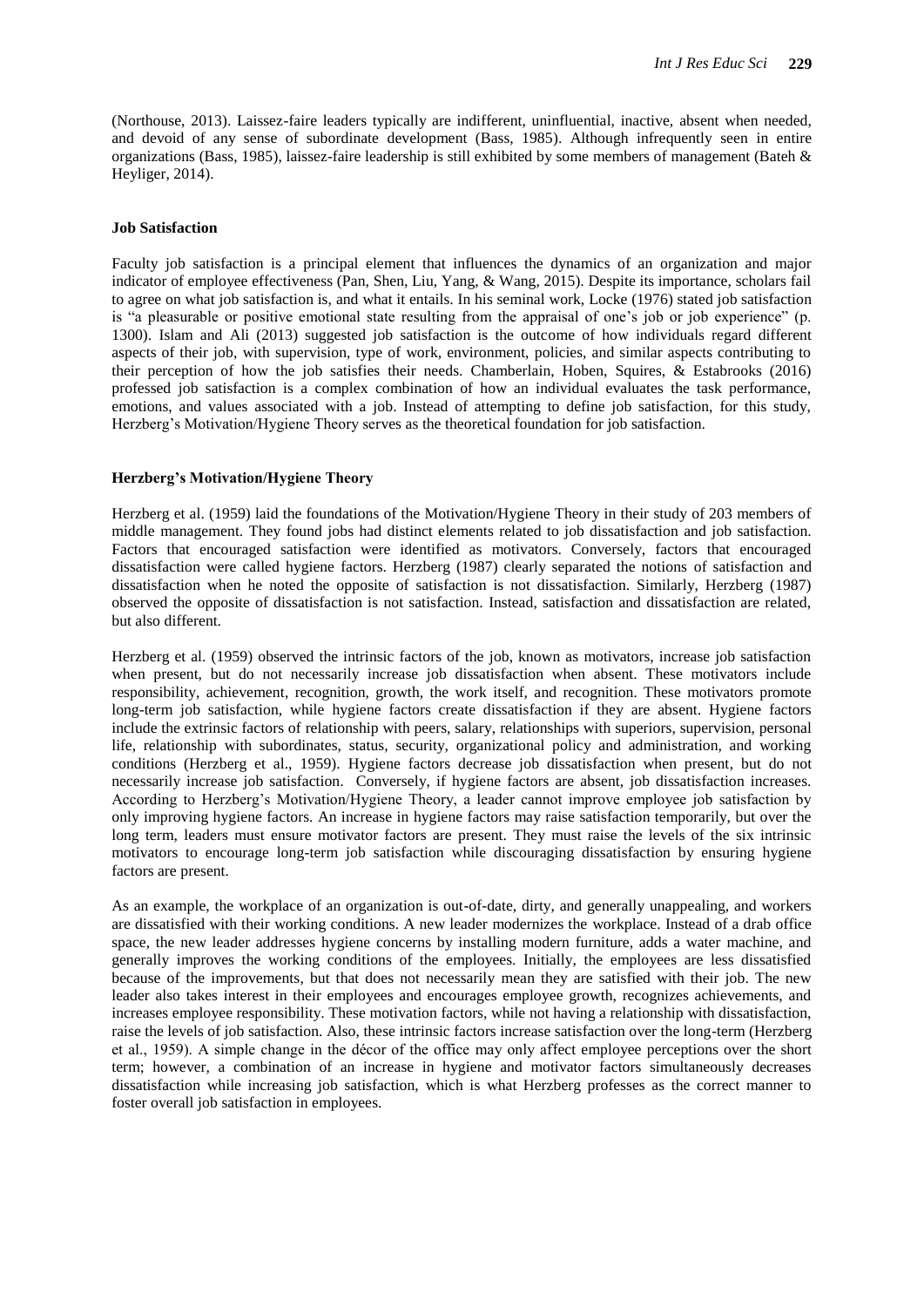(Northouse, 2013). Laissez-faire leaders typically are indifferent, uninfluential, inactive, absent when needed, and devoid of any sense of subordinate development (Bass, 1985). Although infrequently seen in entire organizations (Bass, 1985), laissez-faire leadership is still exhibited by some members of management (Bateh & Heyliger, 2014).

### Job Satisfaction

Faculty job satisfaction is a principal element that influences the dynamics of an organization and major indicator of employee effectiveness (Pan, Shen, Liu, Yang, & Wang, 2015). Despite its importance, scholars fail to agree on what job satisfaction is, and what it entails. In his seminal work, Locke (1976) stated job satisfaction is "a pleasurable or positive emotional state resulting from the appraisal of one's job or job experience" (p. 1300). Islam and Ali (2013) suggested job satisfaction is the outcome of how individuals regard different aspects of their job, with supervision, type of work, environment, policies, and similar aspects contributing to their perception of how the job satisfies their needs. Chamberlain, Hoben, Squires, & Estabrooks (2016) professed job satisfaction is a complex combination of how an individual evaluates the task performance, emotions, and values associated with a job. Instead of attempting to define job satisfaction, for this study, Herzberg's Motivation/Hygiene Theory serves as the theoretical foundation for job satisfaction.

### Herzberg's Motivation/Hygiene Theory

Herzberg et al. (1959) laid the foundations of the Motivation/Hygiene Theory in their study of 203 members of middle management. They found jobs had distinct elements related to job dissatisfaction and job satisfaction. Factors that encouraged satisfaction were identified as motivators. Conversely, factors that encouraged dissatisfaction were called hygiene factors. Herzberg (1987) clearly separated the notions of satisfaction and dissatisfaction when he noted the opposite of satisfaction is not dissatisfaction. Similarly, Herzberg (1987) observed the opposite of dissatisfaction is not satisfaction. Instead, satisfaction and dissatisfaction are related, but also different.

Herzberg et al. (1959) observed the intrinsic factors of the job, known as motivators, increase job satisfaction when present, but do not necessarily increase job dissatisfaction when absent. These motivators include responsibility, achievement, recognition, growth, the work itself, and recognition. These motivators promote long-term job satisfaction, while hygiene factors create dissatisfaction if they are absent. Hygiene factors include the extrinsic factors of relationship with peers, salary, relationships with superiors, supervision, personal life, relationship with subordinates, status, security, organizational policy and administration, and working conditions (Herzberg et al., 1959). Hygiene factors decrease job dissatisfaction when present, but do not necessarily increase job satisfaction. Conversely, if hygiene factors are absent, job dissatisfaction increases. According to Herzberg's Motivation/Hygiene Theory, a leader cannot improve employee job satisfaction by only improving hygiene factors. An increase in hygiene factors may raise satisfaction temporarily, but over the long term, leaders must ensure motivator factors are present. They must raise the levels of the six intrinsic motivators to encourage long-term job satisfaction while discouraging dissatisfaction by ensuring hygiene factors are present.

As an example, the workplace of an organization is out-of-date, dirty, and generally unappealing, and workers are dissatisfied with their working conditions. A new leader modernizes the workplace. Instead of a drab office space, the new leader addresses hygiene concerns by installing modern furniture, adds a water machine, and generally improves the working conditions of the employees. Initially, the employees are less dissatisfied because of the improvements, but that does not necessarily mean they are satisfied with their job. The new leader also takes interest in their employees and encourages employee growth, recognizes achievements, and increases employee responsibility. These motivation factors, while not having a relationship with dissatisfaction, raise the levels of job satisfaction. Also, these intrinsic factors increase satisfaction over the long-term (Herzberg et al., 1959). A simple change in the décor of the office may only affect employee perceptions over the short term; however, a combination of an increase in hygiene and motivator factors simultaneously decreases dissatisfaction while increasing job satisfaction, which is what Herzberg professes as the correct manner to foster overall job satisfaction in employees.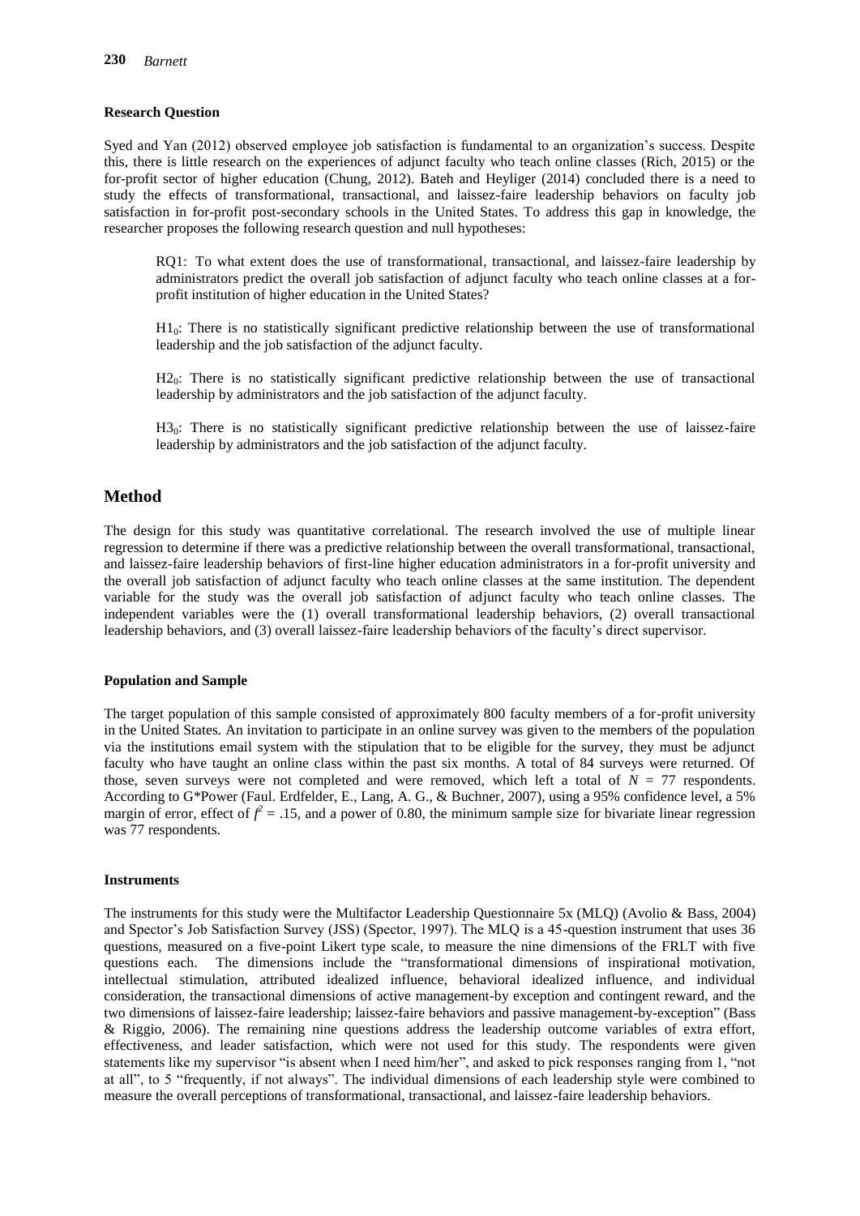### Research Question

Syed and Yan (2012) observed employee job satisfaction is fundamental to an organization's success. Despite this, there is little research on the experiences of adjunct faculty who teach online classes (Rich, 2015) or the for-profit sector of higher education (Chung, 2012). Bateh and Heyliger (2014) concluded there is a need to study the effects of transformational, transactional, and laissez-faire leadership behaviors on faculty job satisfaction in for-profit post-secondary schools in the United States. To address this gap in knowledge, the researcher proposes the following research question and null hypotheses:

> RQ1: To what extent does the use of transformational, transactional, and laissez-faire leadership by administrators predict the overall job satisfaction of adjunct faculty who teach online classes at a for-profit institution of higher education in the United States?
>
> $H1_0$: There is no statistically significant predictive relationship between the use of transformational leadership and the job satisfaction of the adjunct faculty.
>
> $H2_0$: There is no statistically significant predictive relationship between the use of transactional leadership by administrators and the job satisfaction of the adjunct faculty.
>
> $H3_0$: There is no statistically significant predictive relationship between the use of laissez-faire leadership by administrators and the job satisfaction of the adjunct faculty.

## Method

The design for this study was quantitative correlational. The research involved the use of multiple linear regression to determine if there was a predictive relationship between the overall transformational, transactional, and laissez-faire leadership behaviors of first-line higher education administrators in a for-profit university and the overall job satisfaction of adjunct faculty who teach online classes at the same institution. The dependent variable for the study was the overall job satisfaction of adjunct faculty who teach online classes. The independent variables were the (1) overall transformational leadership behaviors, (2) overall transactional leadership behaviors, and (3) overall laissez-faire leadership behaviors of the faculty's direct supervisor.

### Population and Sample

The target population of this sample consisted of approximately 800 faculty members of a for-profit university in the United States. An invitation to participate in an online survey was given to the members of the population via the institutions email system with the stipulation that to be eligible for the survey, they must be adjunct faculty who have taught an online class within the past six months. A total of 84 surveys were returned. Of those, seven surveys were not completed and were removed, which left a total of $N$ = 77 respondents. According to G*Power (Faul. Erdfelder, E., Lang, A. G., & Buchner, 2007), using a 95% confidence level, a 5% margin of error, effect of $f^2 = .15$, and a power of 0.80, the minimum sample size for bivariate linear regression was 77 respondents.

### Instruments

The instruments for this study were the Multifactor Leadership Questionnaire 5x (MLQ) (Avolio & Bass, 2004) and Spector's Job Satisfaction Survey (JSS) (Spector, 1997). The MLQ is a 45-question instrument that uses 36 questions, measured on a five-point Likert type scale, to measure the nine dimensions of the FRLT with five questions each. The dimensions include the "transformational dimensions of inspirational motivation, intellectual stimulation, attributed idealized influence, behavioral idealized influence, and individual consideration, the transactional dimensions of active management-by exception and contingent reward, and the two dimensions of laissez-faire leadership; laissez-faire behaviors and passive management-by-exception" (Bass & Riggio, 2006). The remaining nine questions address the leadership outcome variables of extra effort, effectiveness, and leader satisfaction, which were not used for this study. The respondents were given statements like my supervisor "is absent when I need him/her", and asked to pick responses ranging from 1, "not at all", to 5 "frequently, if not always". The individual dimensions of each leadership style were combined to measure the overall perceptions of transformational, transactional, and laissez-faire leadership behaviors.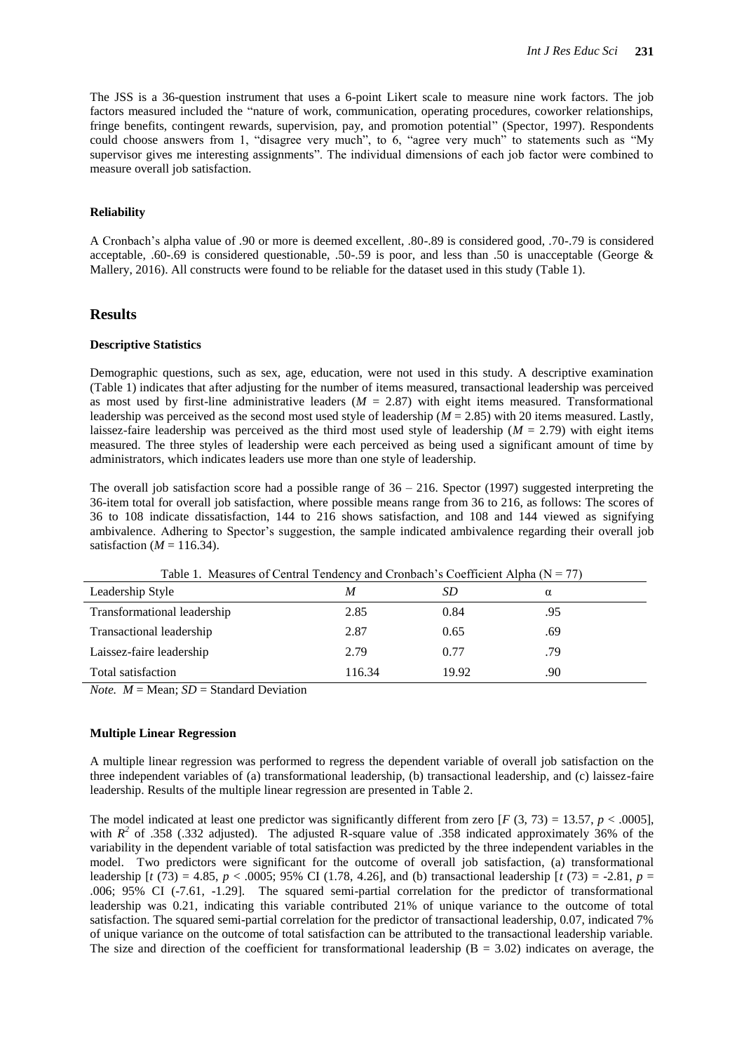The JSS is a 36-question instrument that uses a 6-point Likert scale to measure nine work factors. The job factors measured included the "nature of work, communication, operating procedures, coworker relationships, fringe benefits, contingent rewards, supervision, pay, and promotion potential" (Spector, 1997). Respondents could choose answers from 1, "disagree very much", to 6, "agree very much" to statements such as "My supervisor gives me interesting assignments". The individual dimensions of each job factor were combined to measure overall job satisfaction.

#### Reliability

A Cronbach's alpha value of .90 or more is deemed excellent, .80-.89 is considered good, .70-.79 is considered acceptable, .60-.69 is considered questionable, .50-.59 is poor, and less than .50 is unacceptable (George & Mallery, 2016). All constructs were found to be reliable for the dataset used in this study (Table 1).

## Results

#### Descriptive Statistics

Demographic questions, such as sex, age, education, were not used in this study. A descriptive examination (Table 1) indicates that after adjusting for the number of items measured, transactional leadership was perceived as most used by first-line administrative leaders ($M$ = 2.87) with eight items measured. Transformational leadership was perceived as the second most used style of leadership ($M$ = 2.85) with 20 items measured. Lastly, laissez-faire leadership was perceived as the third most used style of leadership ($M$ = 2.79) with eight items measured. The three styles of leadership were each perceived as being used a significant amount of time by administrators, which indicates leaders use more than one style of leadership.

The overall job satisfaction score had a possible range of 36 – 216. Spector (1997) suggested interpreting the 36-item total for overall job satisfaction, where possible means range from 36 to 216, as follows: The scores of 36 to 108 indicate dissatisfaction, 144 to 216 shows satisfaction, and 108 and 144 viewed as signifying ambivalence. Adhering to Spector's suggestion, the sample indicated ambivalence regarding their overall job satisfaction ($M$ = 116.34).

Table 1. Measures of Central Tendency and Cronbach's Coefficient Alpha (N = 77)

| Leadership Style | *M* | *SD* | α |
|---|---|---|---|
| Transformational leadership | 2.85 | 0.84 | .95 |
| Transactional leadership | 2.87 | 0.65 | .69 |
| Laissez-faire leadership | 2.79 | 0.77 | .79 |
| Total satisfaction | 116.34 | 19.92 | .90 |

*Note.* $M$ = Mean; $SD$ = Standard Deviation

#### Multiple Linear Regression

A multiple linear regression was performed to regress the dependent variable of overall job satisfaction on the three independent variables of (a) transformational leadership, (b) transactional leadership, and (c) laissez-faire leadership. Results of the multiple linear regression are presented in Table 2.

The model indicated at least one predictor was significantly different from zero [$F$ (3, 73) = 13.57, $p < .0005$], with $R^2$ of .358 (.332 adjusted). The adjusted R-square value of .358 indicated approximately 36% of the variability in the dependent variable of total satisfaction was predicted by the three independent variables in the model. Two predictors were significant for the outcome of overall job satisfaction, (a) transformational leadership [$t$ (73) = 4.85, $p < .0005$; 95% CI (1.78, 4.26], and (b) transactional leadership [$t$ (73) = -2.81, $p$ = .006; 95% CI (-7.61, -1.29]. The squared semi-partial correlation for the predictor of transformational leadership was 0.21, indicating this variable contributed 21% of unique variance to the outcome of total satisfaction. The squared semi-partial correlation for the predictor of transactional leadership, 0.07, indicated 7% of unique variance on the outcome of total satisfaction can be attributed to the transactional leadership variable. The size and direction of the coefficient for transformational leadership (B = 3.02) indicates on average, the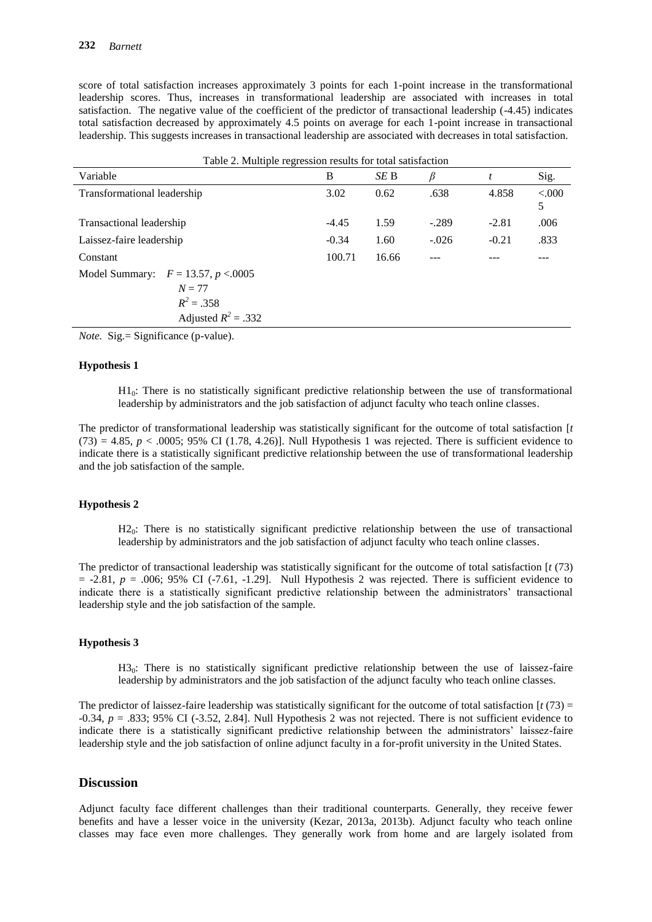score of total satisfaction increases approximately 3 points for each 1-point increase in the transformational leadership scores. Thus, increases in transformational leadership are associated with increases in total satisfaction. The negative value of the coefficient of the predictor of transactional leadership (-4.45) indicates total satisfaction decreased by approximately 4.5 points on average for each 1-point increase in transactional leadership. This suggests increases in transactional leadership are associated with decreases in total satisfaction.

Table 2. Multiple regression results for total satisfaction

| Variable | B | *SE* B | $\beta$ | *t* | Sig. |
|---|---|---|---|---|---|
| Transformational leadership | 3.02 | 0.62 | .638 | 4.858 | <.0005 |
| Transactional leadership | -4.45 | 1.59 | -.289 | -2.81 | .006 |
| Laissez-faire leadership | -0.34 | 1.60 | -.026 | -0.21 | .833 |
| Constant | 100.71 | 16.66 | --- | --- | --- |
| Model Summary: $F = 13.57$, $p < .0005$; $N = 77$; $R^2 = .358$; Adjusted $R^2 = .332$ | | | | | |

*Note.* Sig.= Significance (p-value).

#### Hypothesis 1

> $H1_0$: There is no statistically significant predictive relationship between the use of transformational leadership by administrators and the job satisfaction of adjunct faculty who teach online classes.

The predictor of transformational leadership was statistically significant for the outcome of total satisfaction [$t\ (73) = 4.85$, $p < .0005$; 95% CI (1.78, 4.26)]. Null Hypothesis 1 was rejected. There is sufficient evidence to indicate there is a statistically significant predictive relationship between the use of transformational leadership and the job satisfaction of the sample.

#### Hypothesis 2

> $H2_0$: There is no statistically significant predictive relationship between the use of transactional leadership by administrators and the job satisfaction of adjunct faculty who teach online classes.

The predictor of transactional leadership was statistically significant for the outcome of total satisfaction [$t\ (73) = -2.81$, $p = .006$; 95% CI (-7.61, -1.29]. Null Hypothesis 2 was rejected. There is sufficient evidence to indicate there is a statistically significant predictive relationship between the administrators' transactional leadership style and the job satisfaction of the sample.

#### Hypothesis 3

> $H3_0$: There is no statistically significant predictive relationship between the use of laissez-faire leadership by administrators and the job satisfaction of the adjunct faculty who teach online classes.

The predictor of laissez-faire leadership was statistically significant for the outcome of total satisfaction [$t\ (73) = -0.34$, $p = .833$; 95% CI (-3.52, 2.84]. Null Hypothesis 2 was not rejected. There is not sufficient evidence to indicate there is a statistically significant predictive relationship between the administrators' laissez-faire leadership style and the job satisfaction of online adjunct faculty in a for-profit university in the United States.

## Discussion

Adjunct faculty face different challenges than their traditional counterparts. Generally, they receive fewer benefits and have a lesser voice in the university (Kezar, 2013a, 2013b). Adjunct faculty who teach online classes may face even more challenges. They generally work from home and are largely isolated from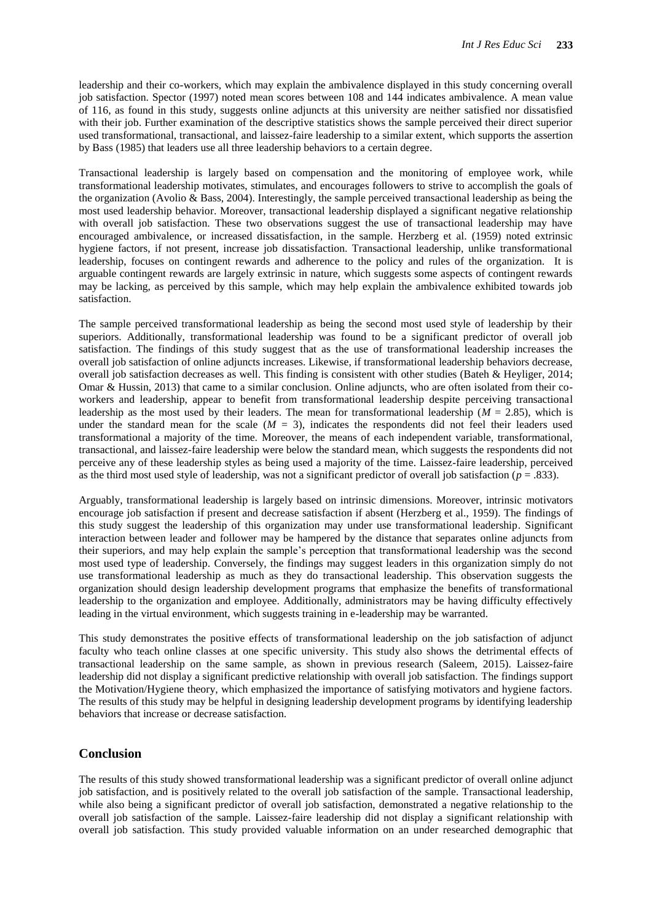leadership and their co-workers, which may explain the ambivalence displayed in this study concerning overall job satisfaction. Spector (1997) noted mean scores between 108 and 144 indicates ambivalence. A mean value of 116, as found in this study, suggests online adjuncts at this university are neither satisfied nor dissatisfied with their job. Further examination of the descriptive statistics shows the sample perceived their direct superior used transformational, transactional, and laissez-faire leadership to a similar extent, which supports the assertion by Bass (1985) that leaders use all three leadership behaviors to a certain degree.

Transactional leadership is largely based on compensation and the monitoring of employee work, while transformational leadership motivates, stimulates, and encourages followers to strive to accomplish the goals of the organization (Avolio & Bass, 2004). Interestingly, the sample perceived transactional leadership as being the most used leadership behavior. Moreover, transactional leadership displayed a significant negative relationship with overall job satisfaction. These two observations suggest the use of transactional leadership may have encouraged ambivalence, or increased dissatisfaction, in the sample. Herzberg et al. (1959) noted extrinsic hygiene factors, if not present, increase job dissatisfaction. Transactional leadership, unlike transformational leadership, focuses on contingent rewards and adherence to the policy and rules of the organization. It is arguable contingent rewards are largely extrinsic in nature, which suggests some aspects of contingent rewards may be lacking, as perceived by this sample, which may help explain the ambivalence exhibited towards job satisfaction.

The sample perceived transformational leadership as being the second most used style of leadership by their superiors. Additionally, transformational leadership was found to be a significant predictor of overall job satisfaction. The findings of this study suggest that as the use of transformational leadership increases the overall job satisfaction of online adjuncts increases. Likewise, if transformational leadership behaviors decrease, overall job satisfaction decreases as well. This finding is consistent with other studies (Bateh & Heyliger, 2014; Omar & Hussin, 2013) that came to a similar conclusion. Online adjuncts, who are often isolated from their co-workers and leadership, appear to benefit from transformational leadership despite perceiving transactional leadership as the most used by their leaders. The mean for transformational leadership ($M$ = 2.85), which is under the standard mean for the scale ($M$ = 3), indicates the respondents did not feel their leaders used transformational a majority of the time. Moreover, the means of each independent variable, transformational, transactional, and laissez-faire leadership were below the standard mean, which suggests the respondents did not perceive any of these leadership styles as being used a majority of the time. Laissez-faire leadership, perceived as the third most used style of leadership, was not a significant predictor of overall job satisfaction ($p$ = .833).

Arguably, transformational leadership is largely based on intrinsic dimensions. Moreover, intrinsic motivators encourage job satisfaction if present and decrease satisfaction if absent (Herzberg et al., 1959). The findings of this study suggest the leadership of this organization may under use transformational leadership. Significant interaction between leader and follower may be hampered by the distance that separates online adjuncts from their superiors, and may help explain the sample's perception that transformational leadership was the second most used type of leadership. Conversely, the findings may suggest leaders in this organization simply do not use transformational leadership as much as they do transactional leadership. This observation suggests the organization should design leadership development programs that emphasize the benefits of transformational leadership to the organization and employee. Additionally, administrators may be having difficulty effectively leading in the virtual environment, which suggests training in e-leadership may be warranted.

This study demonstrates the positive effects of transformational leadership on the job satisfaction of adjunct faculty who teach online classes at one specific university. This study also shows the detrimental effects of transactional leadership on the same sample, as shown in previous research (Saleem, 2015). Laissez-faire leadership did not display a significant predictive relationship with overall job satisfaction. The findings support the Motivation/Hygiene theory, which emphasized the importance of satisfying motivators and hygiene factors. The results of this study may be helpful in designing leadership development programs by identifying leadership behaviors that increase or decrease satisfaction.

## Conclusion

The results of this study showed transformational leadership was a significant predictor of overall online adjunct job satisfaction, and is positively related to the overall job satisfaction of the sample. Transactional leadership, while also being a significant predictor of overall job satisfaction, demonstrated a negative relationship to the overall job satisfaction of the sample. Laissez-faire leadership did not display a significant relationship with overall job satisfaction. This study provided valuable information on an under researched demographic that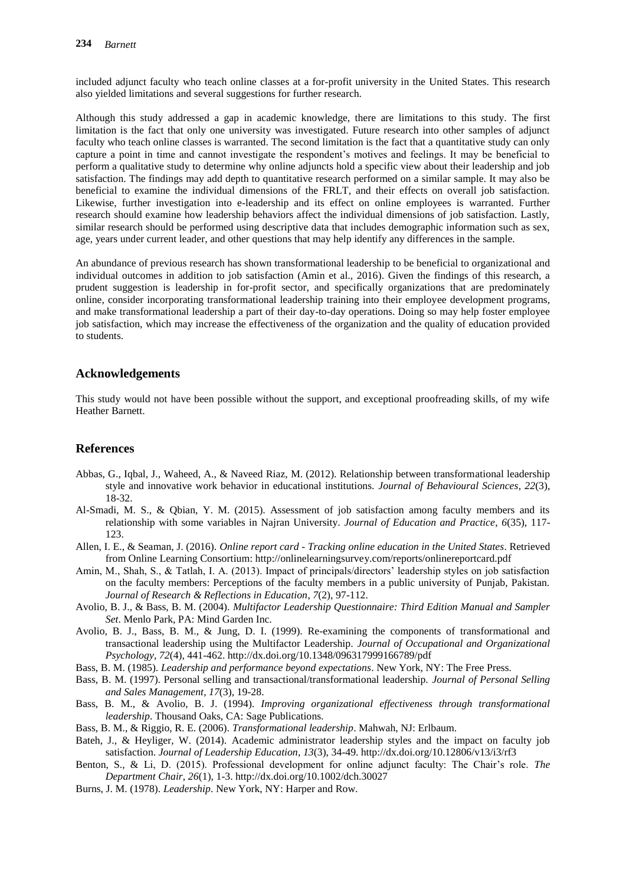included adjunct faculty who teach online classes at a for-profit university in the United States. This research also yielded limitations and several suggestions for further research.

Although this study addressed a gap in academic knowledge, there are limitations to this study. The first limitation is the fact that only one university was investigated. Future research into other samples of adjunct faculty who teach online classes is warranted. The second limitation is the fact that a quantitative study can only capture a point in time and cannot investigate the respondent's motives and feelings. It may be beneficial to perform a qualitative study to determine why online adjuncts hold a specific view about their leadership and job satisfaction. The findings may add depth to quantitative research performed on a similar sample. It may also be beneficial to examine the individual dimensions of the FRLT, and their effects on overall job satisfaction. Likewise, further investigation into e-leadership and its effect on online employees is warranted. Further research should examine how leadership behaviors affect the individual dimensions of job satisfaction. Lastly, similar research should be performed using descriptive data that includes demographic information such as sex, age, years under current leader, and other questions that may help identify any differences in the sample.

An abundance of previous research has shown transformational leadership to be beneficial to organizational and individual outcomes in addition to job satisfaction (Amin et al., 2016). Given the findings of this research, a prudent suggestion is leadership in for-profit sector, and specifically organizations that are predominately online, consider incorporating transformational leadership training into their employee development programs, and make transformational leadership a part of their day-to-day operations. Doing so may help foster employee job satisfaction, which may increase the effectiveness of the organization and the quality of education provided to students.

## Acknowledgements

This study would not have been possible without the support, and exceptional proofreading skills, of my wife Heather Barnett.

## References

Abbas, G., Iqbal, J., Waheed, A., & Naveed Riaz, M. (2012). Relationship between transformational leadership style and innovative work behavior in educational institutions. *Journal of Behavioural Sciences*, *22*(3), 18-32.

Al-Smadi, M. S., & Qbian, Y. M. (2015). Assessment of job satisfaction among faculty members and its relationship with some variables in Najran University. *Journal of Education and Practice*, *6*(35), 117-123.

Allen, I. E., & Seaman, J. (2016). *Online report card - Tracking online education in the United States*. Retrieved from Online Learning Consortium: http://onlinelearningsurvey.com/reports/onlinereportcard.pdf

Amin, M., Shah, S., & Tatlah, I. A. (2013). Impact of principals/directors' leadership styles on job satisfaction on the faculty members: Perceptions of the faculty members in a public university of Punjab, Pakistan. *Journal of Research & Reflections in Education*, *7*(2), 97-112.

Avolio, B. J., & Bass, B. M. (2004). *Multifactor Leadership Questionnaire: Third Edition Manual and Sampler Set*. Menlo Park, PA: Mind Garden Inc.

Avolio, B. J., Bass, B. M., & Jung, D. I. (1999). Re-examining the components of transformational and transactional leadership using the Multifactor Leadership. *Journal of Occupational and Organizational Psychology*, *72*(4), 441-462. http://dx.doi.org/10.1348/096317999166789/pdf

Bass, B. M. (1985). *Leadership and performance beyond expectations*. New York, NY: The Free Press.

Bass, B. M. (1997). Personal selling and transactional/transformational leadership. *Journal of Personal Selling and Sales Management*, *17*(3), 19-28.

Bass, B. M., & Avolio, B. J. (1994). *Improving organizational effectiveness through transformational leadership*. Thousand Oaks, CA: Sage Publications.

Bass, B. M., & Riggio, R. E. (2006). *Transformational leadership*. Mahwah, NJ: Erlbaum.

Bateh, J., & Heyliger, W. (2014). Academic administrator leadership styles and the impact on faculty job satisfaction. *Journal of Leadership Education*, *13*(3), 34-49. http://dx.doi.org/10.12806/v13/i3/rf3

Benton, S., & Li, D. (2015). Professional development for online adjunct faculty: The Chair's role. *The Department Chair*, *26*(1), 1-3. http://dx.doi.org/10.1002/dch.30027

Burns, J. M. (1978). *Leadership*. New York, NY: Harper and Row.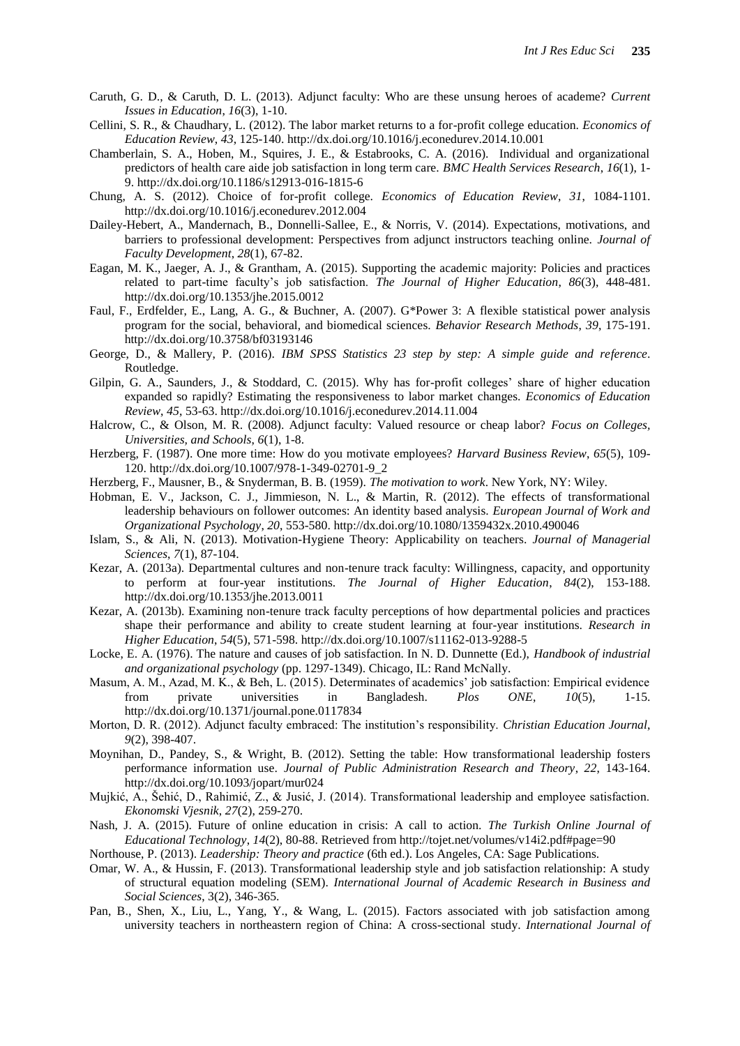Caruth, G. D., & Caruth, D. L. (2013). Adjunct faculty: Who are these unsung heroes of academe? *Current Issues in Education*, *16*(3), 1-10.

Cellini, S. R., & Chaudhary, L. (2012). The labor market returns to a for-profit college education. *Economics of Education Review*, *43*, 125-140. http://dx.doi.org/10.1016/j.econedurev.2014.10.001

Chamberlain, S. A., Hoben, M., Squires, J. E., & Estabrooks, C. A. (2016). Individual and organizational predictors of health care aide job satisfaction in long term care. *BMC Health Services Research*, *16*(1), 1-9. http://dx.doi.org/10.1186/s12913-016-1815-6

Chung, A. S. (2012). Choice of for-profit college. *Economics of Education Review*, *31*, 1084-1101. http://dx.doi.org/10.1016/j.econedurev.2012.004

Dailey-Hebert, A., Mandernach, B., Donnelli-Sallee, E., & Norris, V. (2014). Expectations, motivations, and barriers to professional development: Perspectives from adjunct instructors teaching online. *Journal of Faculty Development*, *28*(1), 67-82.

Eagan, M. K., Jaeger, A. J., & Grantham, A. (2015). Supporting the academic majority: Policies and practices related to part-time faculty's job satisfaction. *The Journal of Higher Education*, *86*(3), 448-481. http://dx.doi.org/10.1353/jhe.2015.0012

Faul, F., Erdfelder, E., Lang, A. G., & Buchner, A. (2007). G*Power 3: A flexible statistical power analysis program for the social, behavioral, and biomedical sciences. *Behavior Research Methods*, *39*, 175-191. http://dx.doi.org/10.3758/bf03193146

George, D., & Mallery, P. (2016). *IBM SPSS Statistics 23 step by step: A simple guide and reference*. Routledge.

Gilpin, G. A., Saunders, J., & Stoddard, C. (2015). Why has for-profit colleges' share of higher education expanded so rapidly? Estimating the responsiveness to labor market changes. *Economics of Education Review*, *45*, 53-63. http://dx.doi.org/10.1016/j.econedurev.2014.11.004

Halcrow, C., & Olson, M. R. (2008). Adjunct faculty: Valued resource or cheap labor? *Focus on Colleges, Universities, and Schools*, *6*(1), 1-8.

Herzberg, F. (1987). One more time: How do you motivate employees? *Harvard Business Review*, *65*(5), 109-120. http://dx.doi.org/10.1007/978-1-349-02701-9_2

Herzberg, F., Mausner, B., & Snyderman, B. B. (1959). *The motivation to work*. New York, NY: Wiley.

Hobman, E. V., Jackson, C. J., Jimmieson, N. L., & Martin, R. (2012). The effects of transformational leadership behaviours on follower outcomes: An identity based analysis. *European Journal of Work and Organizational Psychology*, *20*, 553-580. http://dx.doi.org/10.1080/1359432x.2010.490046

Islam, S., & Ali, N. (2013). Motivation-Hygiene Theory: Applicability on teachers. *Journal of Managerial Sciences*, *7*(1), 87-104.

Kezar, A. (2013a). Departmental cultures and non-tenure track faculty: Willingness, capacity, and opportunity to perform at four-year institutions. *The Journal of Higher Education*, *84*(2), 153-188. http://dx.doi.org/10.1353/jhe.2013.0011

Kezar, A. (2013b). Examining non-tenure track faculty perceptions of how departmental policies and practices shape their performance and ability to create student learning at four-year institutions. *Research in Higher Education*, *54*(5), 571-598. http://dx.doi.org/10.1007/s11162-013-9288-5

Locke, E. A. (1976). The nature and causes of job satisfaction. In N. D. Dunnette (Ed.), *Handbook of industrial and organizational psychology* (pp. 1297-1349). Chicago, IL: Rand McNally.

Masum, A. M., Azad, M. K., & Beh, L. (2015). Determinates of academics' job satisfaction: Empirical evidence from private universities in Bangladesh. *Plos ONE*, *10*(5), 1-15. http://dx.doi.org/10.1371/journal.pone.0117834

Morton, D. R. (2012). Adjunct faculty embraced: The institution's responsibility. *Christian Education Journal*, *9*(2), 398-407.

Moynihan, D., Pandey, S., & Wright, B. (2012). Setting the table: How transformational leadership fosters performance information use. *Journal of Public Administration Research and Theory*, *22*, 143-164. http://dx.doi.org/10.1093/jopart/mur024

Mujkić, A., Šehić, D., Rahimić, Z., & Jusić, J. (2014). Transformational leadership and employee satisfaction. *Ekonomski Vjesnik*, *27*(2), 259-270.

Nash, J. A. (2015). Future of online education in crisis: A call to action. *The Turkish Online Journal of Educational Technology*, *14*(2), 80-88. Retrieved from http://tojet.net/volumes/v14i2.pdf#page=90

Northouse, P. (2013). *Leadership: Theory and practice* (6th ed.). Los Angeles, CA: Sage Publications.

Omar, W. A., & Hussin, F. (2013). Transformational leadership style and job satisfaction relationship: A study of structural equation modeling (SEM). *International Journal of Academic Research in Business and Social Sciences*, 3(2), 346-365.

Pan, B., Shen, X., Liu, L., Yang, Y., & Wang, L. (2015). Factors associated with job satisfaction among university teachers in northeastern region of China: A cross-sectional study. *International Journal of*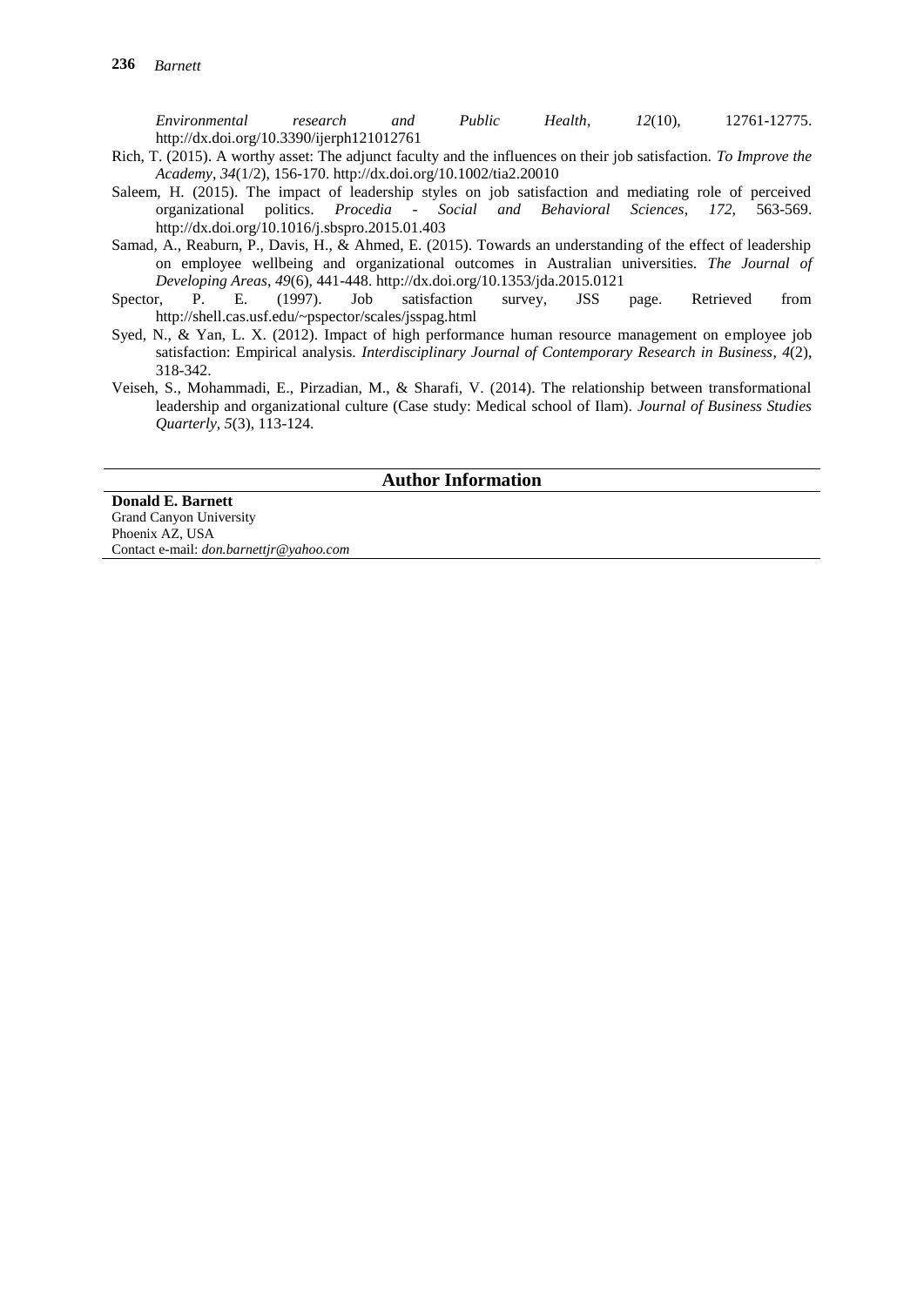*Environmental research and Public Health*, *12*(10), 12761-12775. http://dx.doi.org/10.3390/ijerph121012761

Rich, T. (2015). A worthy asset: The adjunct faculty and the influences on their job satisfaction. *To Improve the Academy*, *34*(1/2), 156-170. http://dx.doi.org/10.1002/tia2.20010

Saleem, H. (2015). The impact of leadership styles on job satisfaction and mediating role of perceived organizational politics. *Procedia - Social and Behavioral Sciences*, *172*, 563-569. http://dx.doi.org/10.1016/j.sbspro.2015.01.403

Samad, A., Reaburn, P., Davis, H., & Ahmed, E. (2015). Towards an understanding of the effect of leadership on employee wellbeing and organizational outcomes in Australian universities. *The Journal of Developing Areas*, *49*(6), 441-448. http://dx.doi.org/10.1353/jda.2015.0121

Spector, P. E. (1997). Job satisfaction survey, JSS page. Retrieved from http://shell.cas.usf.edu/~pspector/scales/jsspag.html

Syed, N., & Yan, L. X. (2012). Impact of high performance human resource management on employee job satisfaction: Empirical analysis. *Interdisciplinary Journal of Contemporary Research in Business*, *4*(2), 318-342.

Veiseh, S., Mohammadi, E., Pirzadian, M., & Sharafi, V. (2014). The relationship between transformational leadership and organizational culture (Case study: Medical school of Ilam). *Journal of Business Studies Quarterly*, *5*(3), 113-124.

## Author Information

**Donald E. Barnett**
Grand Canyon University
Phoenix AZ, USA
Contact e-mail: *don.barnettjr@yahoo.com*